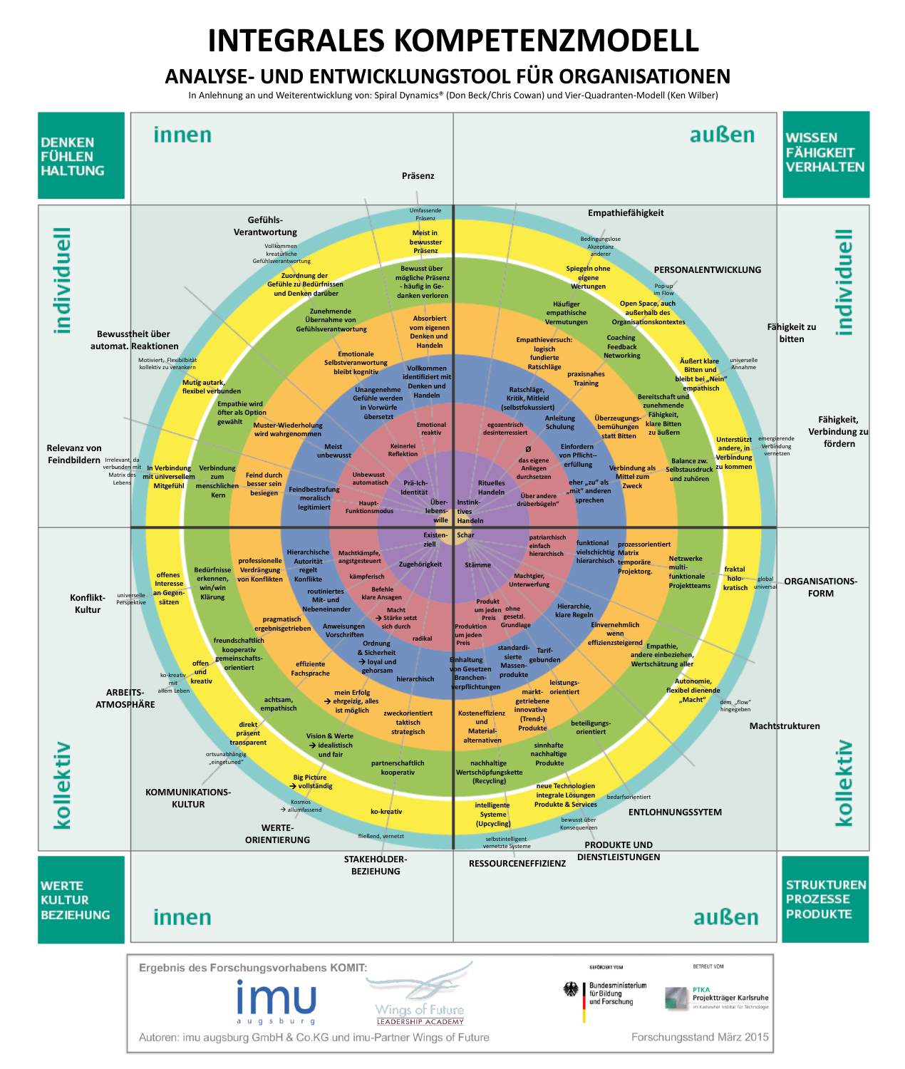# INTEGRALES KOMPETENZMODELL

## ANALYSE- UND ENTWICKLUNGSTOOL FÜR ORGANISATIONEN

In Anlehnung an und Weiterentwicklung von: Spiral Dynamics® (Don Beck/Chris Cowan) und Vier-Quadranten-Modell (Ken Wilber)

**DENKEN FÜHLEN HALTUNG** — innen

**WISSEN FÄHIGKEIT VERHALTEN** — außen

**WERTE KULTUR BEZIEHUNG** — innen

**STRUKTUREN PROZESSE PRODUKTE** — außen

individuell / kollektiv

### Individuell – innen

**Präsenz**
- Existenziell
- Überlebenswille
- Emotional reaktiv
- Vollkommen identifiziert mit Denken und Handeln
- Absorbiert vom eigenen Denken und Handeln
- Bewusst über mögliche Präsenz – häufig in Gedanken verloren
- Meist in bewusster Präsenz
- Umfassende Präsenz

**Gefühls-Verantwortung**
- Prä-Ich-Identität
- Keinerlei Reflektion
- Unangenehme Gefühle werden in Vorwürfe übersetzt
- Emotionale Selbstverantwortung bleibt kognitiv
- Zunehmende Übernahme von Gefühlsverantwortung
- Zuordnung der Gefühle zu Bedürfnissen und Denken darüber
- Vollkommen kreatürliche Gefühlsverantwortung

**Bewusstheit über automat. Reaktionen**
- Unbewusst automatisch
- Meist unbewusst
- Muster-Wiederholung wird wahrgenommen
- Empathie wird öfter als Option gewählt
- Mutig autark, flexibel verbunden
- Motiviert, Flexibilität kollektiv zu verankern

**Relevanz von Feindbildern**
- Haupt-Funktionsmodus
- Feindbestrafung moralisch legitimiert
- Feind durch besser sein besiegen
- Verbindung zum menschlichen Kern
- In Verbindung mit universellem Mitgefühl
- Irrelevant, da verbunden mit Matrix des Lebens

### Individuell – außen

**Empathiefähigkeit**
- Instinktives Handeln
- Emotional reaktiv
- egozentrisch desinteressiert
- Ratschläge, Kritik, Mitleid (selbstfokussiert)
- Empathieversuch: logisch fundierte Ratschläge
- Häufiger empathische Vermutungen
- Spiegeln ohne eigene Wertungen
- Bedingungslose Akzeptanz anderer

**PERSONALENTWICKLUNG**
- Rituelles Handeln
- Anleitung Schulung
- praxisnahes Training
- Coaching Feedback Networking
- Open Space, auch außerhalb des Organisationskontextes
- Pop-up im Flow

**Fähigkeit zu bitten**
- Ø das eigene Anliegen durchsetzen
- Einfordern von Pflichterfüllung
- Überzeugungsbemühungen statt Bitten
- Bereitschaft und zunehmende Fähigkeit, klare Bitten zu äußern
- Äußert klare Bitten und bleibt bei „Nein" empathisch
- universelle Annahme

**Fähigkeit, Verbindung zu fördern**
- Über andere drüberbügeln"
- eher „zu" als „mit" anderen sprechen
- Verbindung als Mittel zum Zweck
- Balance zw. Selbstausdruck und zuhören
- Unterstützt andere, in Verbindung zu kommen
- emergierende Verbindung vernetzen

### Kollektiv – innen

**Konflikt-Kultur**
- Existenziell
- Machtkämpfe, angstgesteuert
- Hierarchische Autorität regelt Konflikte
- professionelle Verdrängung von Konflikten
- Bedürfnisse erkennen, win/win Klärung
- offenes Interesse an Gegensätzen
- universelle Perspektive

**ARBEITS-ATMOSPHÄRE**
- Zugehörigkeit
- kämpferisch
- routiniertes Mit- und Nebeneinander
- pragmatisch ergebnisgetrieben
- freundschaftlich kooperativ gemeinschafts-orientiert
- offen und kreativ
- ko-kreativ mit allem Leben

**KOMMUNIKATIONS-KULTUR**
- Befehle klare Ansagen
- Anweisungen Vorschriften
- effiziente Fachsprache
- achtsam, empathisch
- direkt präsent transparent
- ortsunabhängig „eingetuned"

**WERTE-ORIENTIERUNG**
- Macht → Stärke setzt sich durch
- Ordnung & Sicherheit → loyal und gehorsam
- mein Erfolg → ehrgeizig, alles ist möglich
- Vision & Werte → idealistisch und fair
- Big Picture → vollständig
- Kosmos → allumfassend

**STAKEHOLDER-BEZIEHUNG**
- radikal
- hierarchisch
- zweckorientiert taktisch strategisch
- partnerschaftlich kooperativ
- ko-kreativ
- fließend, vernetzt

### Kollektiv – außen

**ORGANISATIONS-FORM**
- Schar
- Stämme
- patriarchisch einfach hierarchisch
- funktional vielschichtig hierarchisch
- prozessorientiert Matrix temporäre Projektorg.
- Netzwerke multi-funktionale Projektteams
- fraktal holokratisch
- global universal

**Machtstrukturen**
- Machtgier, Unterwerfung
- Hierarchie, klare Regeln
- Einvernehmlich wenn effizienzsteigernd
- Empathie, andere einbeziehen, Wertschätzung aller
- Autonomie, flexibel dienende „Macht"
- dem „flow" hingegeben

**ENTLOHNUNGSSYTEM**
- Produkt um jeden Preis
- ohne gesetzl. Grundlage
- Tarif-gebunden
- leistungs-orientiert
- beteiligungs-orientiert
- bedarfsorientiert

**PRODUKTE UND DIENSTLEISTUNGEN**
- Produktion um jeden Preis
- standardisierte Massen-produkte
- markt-getriebene innovative (Trend-) Produkte
- sinnhafte nachhaltige Produkte
- neue Technologien integrale Lösungen Produkte & Services
- bewusst über Konsequenzen

**RESSOURCENEFFIZIENZ**
- Einhaltung von Gesetzen Branchen-verpflichtungen
- Kosteneffizienz und Material-alternativen
- nachhaltige Wertschöpfungskette (Recycling)
- intelligente Systeme (Upcycling)
- selbstintelligent vernetzte Systeme

---

Ergebnis des Forschungsvorhabens KOMIT:

imu augsburg | Wings of Future LEADERSHIP ACADEMY

GEFÖRDERT VOM Bundesministerium für Bildung und Forschung | BETREUT VOM PTKA Projektträger Karlsruhe im Karlsruher Institut für Technologie

Autoren: imu augsburg GmbH & Co.KG und imu-Partner Wings of Future

Forschungsstand März 2015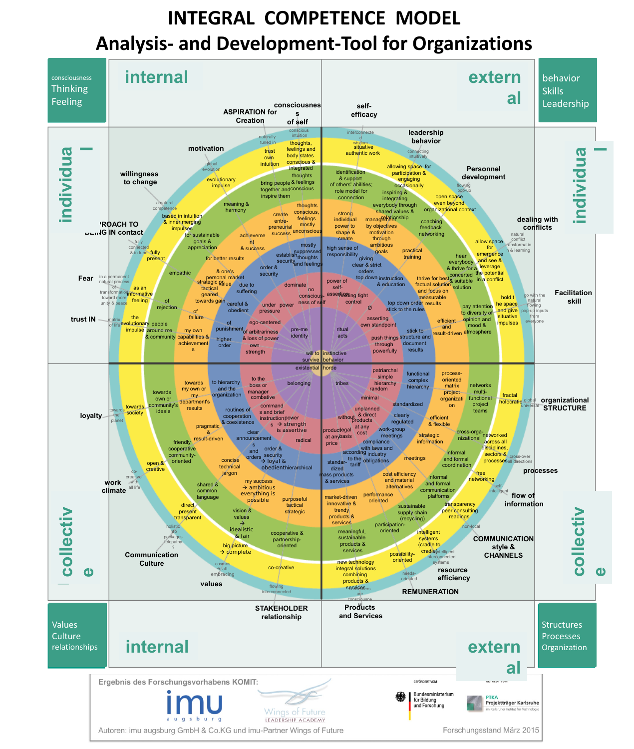# INTEGRAL COMPETENCE MODEL
## Analysis- and Development-Tool for Organizations

consciousness
Thinking
Feeling

internal

external

behavior
Skills
Leadership

individual

collective

ASPIRATION for Creation

consciousness of self

self-efficacy

leadership behavior

motivation

willingness to change

Personnel development

dealing with conflicts

APPROACH TO BEING IN contact

Fear

trust IN

Facilitation skill

loyalty

organizational STRUCTURE

processes

flow of information

work climate

COMMUNICATION style & CHANNELS

Communication Culture

resource efficiency

values

REMUNERATION

STAKEHOLDER relationship

Products and Services

Values
Culture
relationships

internal

external

Structures
Processes
Organization

Ergebnis des Forschungsvorhabens KOMIT:

imu augsburg

Wings of Future LEADERSHIP ACADEMY

GEFÖRDERT VOM Bundesministerium für Bildung und Forschung

BETREUT VOM PTKA Projektträger Karlsruhe

Autoren: imu augsburg GmbH & Co.KG und imu-Partner Wings of Future

Forschungsstand März 2015